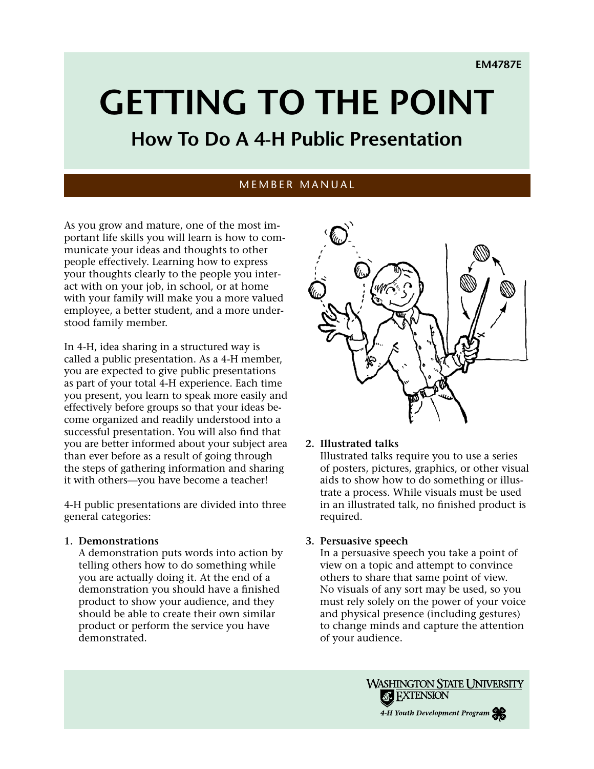EM4787E

# GETTING TO THE POINT

## How To Do A 4-H Public Presentation

MEMBER MANUAL

As you grow and mature, one of the most important life skills you will learn is how to communicate your ideas and thoughts to other people effectively. Learning how to express your thoughts clearly to the people you interact with on your job, in school, or at home with your family will make you a more valued employee, a better student, and a more understood family member.

In 4-H, idea sharing in a structured way is called a public presentation. As a 4-H member, you are expected to give public presentations as part of your total 4-H experience. Each time you present, you learn to speak more easily and effectively before groups so that your ideas become organized and readily understood into a successful presentation. You will also find that you are better informed about your subject area than ever before as a result of going through the steps of gathering information and sharing it with others—you have become a teacher!

4-H public presentations are divided into three general categories:

1. **Demonstrations**
   A demonstration puts words into action by telling others how to do something while you are actually doing it. At the end of a demonstration you should have a finished product to show your audience, and they should be able to create their own similar product or perform the service you have demonstrated.

2. **Illustrated talks**
   Illustrated talks require you to use a series of posters, pictures, graphics, or other visual aids to show how to do something or illustrate a process. While visuals must be used in an illustrated talk, no finished product is required.

3. **Persuasive speech**
   In a persuasive speech you take a point of view on a topic and attempt to convince others to share that same point of view. No visuals of any sort may be used, so you must rely solely on the power of your voice and physical presence (including gestures) to change minds and capture the attention of your audience.

WASHINGTON STATE UNIVERSITY EXTENSION
*4-H Youth Development Program*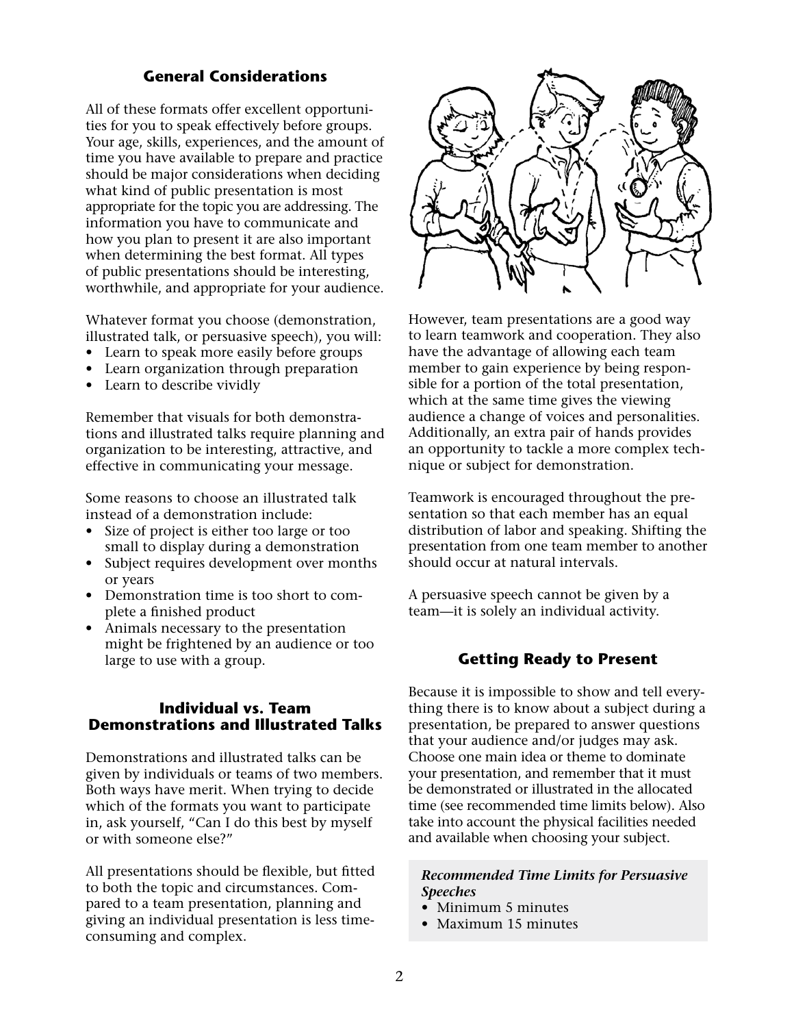## General Considerations

All of these formats offer excellent opportunities for you to speak effectively before groups. Your age, skills, experiences, and the amount of time you have available to prepare and practice should be major considerations when deciding what kind of public presentation is most appropriate for the topic you are addressing. The information you have to communicate and how you plan to present it are also important when determining the best format. All types of public presentations should be interesting, worthwhile, and appropriate for your audience.

Whatever format you choose (demonstration, illustrated talk, or persuasive speech), you will:

- Learn to speak more easily before groups
- Learn organization through preparation
- Learn to describe vividly

Remember that visuals for both demonstrations and illustrated talks require planning and organization to be interesting, attractive, and effective in communicating your message.

Some reasons to choose an illustrated talk instead of a demonstration include:

- Size of project is either too large or too small to display during a demonstration
- Subject requires development over months or years
- Demonstration time is too short to complete a finished product
- Animals necessary to the presentation might be frightened by an audience or too large to use with a group.

## Individual vs. Team Demonstrations and Illustrated Talks

Demonstrations and illustrated talks can be given by individuals or teams of two members. Both ways have merit. When trying to decide which of the formats you want to participate in, ask yourself, "Can I do this best by myself or with someone else?"

All presentations should be flexible, but fitted to both the topic and circumstances. Compared to a team presentation, planning and giving an individual presentation is less time-consuming and complex.

However, team presentations are a good way to learn teamwork and cooperation. They also have the advantage of allowing each team member to gain experience by being responsible for a portion of the total presentation, which at the same time gives the viewing audience a change of voices and personalities. Additionally, an extra pair of hands provides an opportunity to tackle a more complex technique or subject for demonstration.

Teamwork is encouraged throughout the presentation so that each member has an equal distribution of labor and speaking. Shifting the presentation from one team member to another should occur at natural intervals.

A persuasive speech cannot be given by a team—it is solely an individual activity.

## Getting Ready to Present

Because it is impossible to show and tell everything there is to know about a subject during a presentation, be prepared to answer questions that your audience and/or judges may ask. Choose one main idea or theme to dominate your presentation, and remember that it must be demonstrated or illustrated in the allocated time (see recommended time limits below). Also take into account the physical facilities needed and available when choosing your subject.

***Recommended Time Limits for Persuasive Speeches***

- Minimum 5 minutes
- Maximum 15 minutes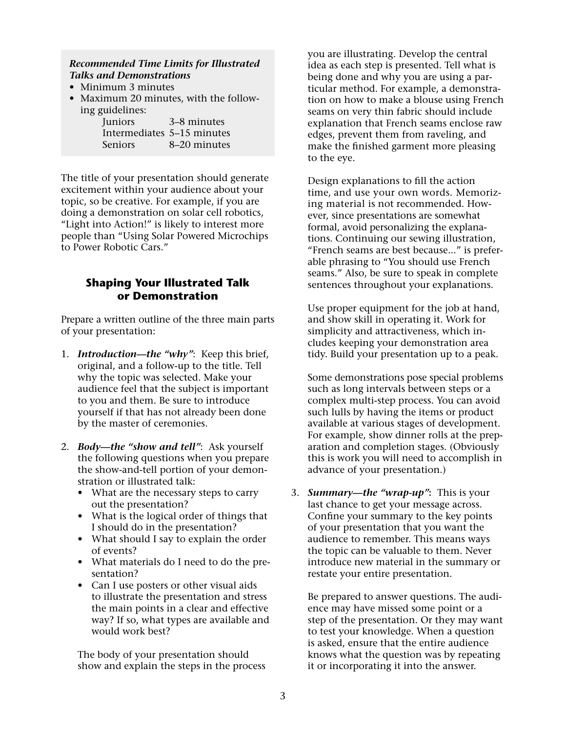***Recommended Time Limits for Illustrated Talks and Demonstrations***

- Minimum 3 minutes
- Maximum 20 minutes, with the following guidelines:

| | |
|---|---|
| Juniors | 3–8 minutes |
| Intermediates | 5–15 minutes |
| Seniors | 8–20 minutes |

The title of your presentation should generate excitement within your audience about your topic, so be creative. For example, if you are doing a demonstration on solar cell robotics, "Light into Action!" is likely to interest more people than "Using Solar Powered Microchips to Power Robotic Cars."

## Shaping Your Illustrated Talk or Demonstration

Prepare a written outline of the three main parts of your presentation:

1. ***Introduction—the "why"***: Keep this brief, original, and a follow-up to the title. Tell why the topic was selected. Make your audience feel that the subject is important to you and them. Be sure to introduce yourself if that has not already been done by the master of ceremonies.

2. ***Body—the "show and tell"***: Ask yourself the following questions when you prepare the show-and-tell portion of your demonstration or illustrated talk:
   - What are the necessary steps to carry out the presentation?
   - What is the logical order of things that I should do in the presentation?
   - What should I say to explain the order of events?
   - What materials do I need to do the presentation?
   - Can I use posters or other visual aids to illustrate the presentation and stress the main points in a clear and effective way? If so, what types are available and would work best?

   The body of your presentation should show and explain the steps in the process you are illustrating. Develop the central idea as each step is presented. Tell what is being done and why you are using a particular method. For example, a demonstration on how to make a blouse using French seams on very thin fabric should include explanation that French seams enclose raw edges, prevent them from raveling, and make the finished garment more pleasing to the eye.

   Design explanations to fill the action time, and use your own words. Memorizing material is not recommended. However, since presentations are somewhat formal, avoid personalizing the explanations. Continuing our sewing illustration, "French seams are best because..." is preferable phrasing to "You should use French seams." Also, be sure to speak in complete sentences throughout your explanations.

   Use proper equipment for the job at hand, and show skill in operating it. Work for simplicity and attractiveness, which includes keeping your demonstration area tidy. Build your presentation up to a peak.

   Some demonstrations pose special problems such as long intervals between steps or a complex multi-step process. You can avoid such lulls by having the items or product available at various stages of development. For example, show dinner rolls at the preparation and completion stages. (Obviously this is work you will need to accomplish in advance of your presentation.)

3. ***Summary—the "wrap-up"***: This is your last chance to get your message across. Confine your summary to the key points of your presentation that you want the audience to remember. This means ways the topic can be valuable to them. Never introduce new material in the summary or restate your entire presentation.

   Be prepared to answer questions. The audience may have missed some point or a step of the presentation. Or they may want to test your knowledge. When a question is asked, ensure that the entire audience knows what the question was by repeating it or incorporating it into the answer.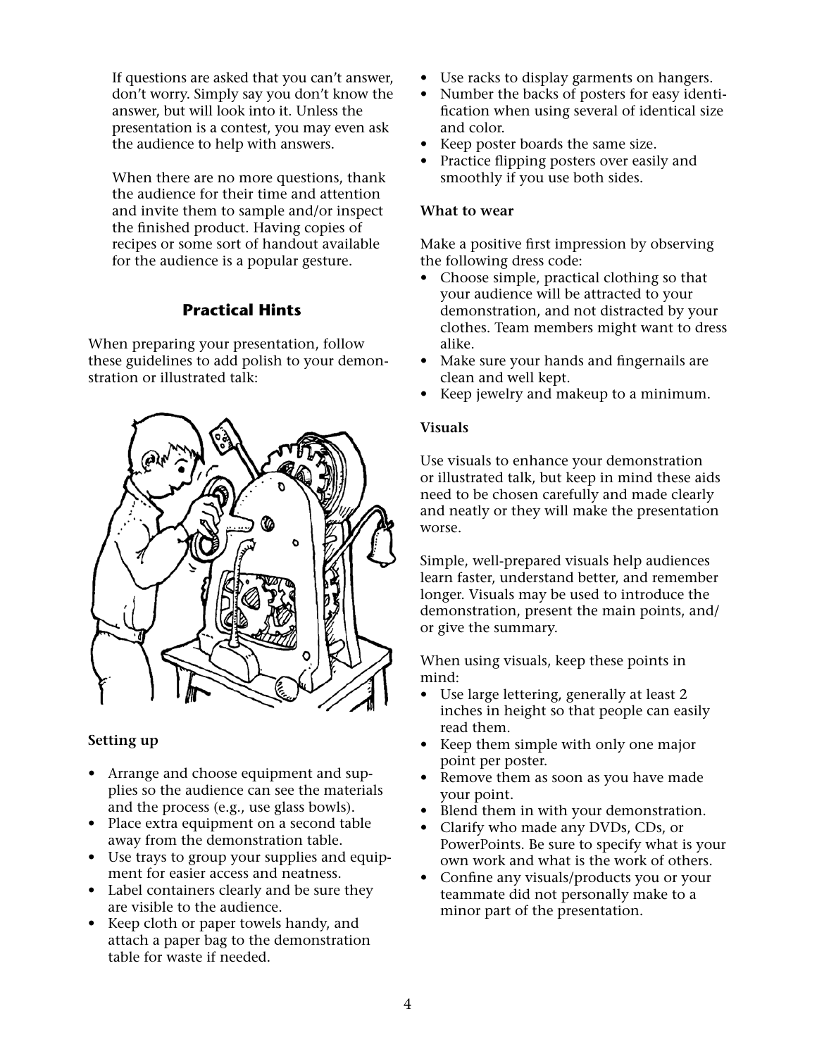If questions are asked that you can't answer, don't worry. Simply say you don't know the answer, but will look into it. Unless the presentation is a contest, you may even ask the audience to help with answers.

When there are no more questions, thank the audience for their time and attention and invite them to sample and/or inspect the finished product. Having copies of recipes or some sort of handout available for the audience is a popular gesture.

## Practical Hints

When preparing your presentation, follow these guidelines to add polish to your demonstration or illustrated talk:

**Setting up**

- Arrange and choose equipment and supplies so the audience can see the materials and the process (e.g., use glass bowls).
- Place extra equipment on a second table away from the demonstration table.
- Use trays to group your supplies and equipment for easier access and neatness.
- Label containers clearly and be sure they are visible to the audience.
- Keep cloth or paper towels handy, and attach a paper bag to the demonstration table for waste if needed.
- Use racks to display garments on hangers.
- Number the backs of posters for easy identification when using several of identical size and color.
- Keep poster boards the same size.
- Practice flipping posters over easily and smoothly if you use both sides.

**What to wear**

Make a positive first impression by observing the following dress code:

- Choose simple, practical clothing so that your audience will be attracted to your demonstration, and not distracted by your clothes. Team members might want to dress alike.
- Make sure your hands and fingernails are clean and well kept.
- Keep jewelry and makeup to a minimum.

**Visuals**

Use visuals to enhance your demonstration or illustrated talk, but keep in mind these aids need to be chosen carefully and made clearly and neatly or they will make the presentation worse.

Simple, well-prepared visuals help audiences learn faster, understand better, and remember longer. Visuals may be used to introduce the demonstration, present the main points, and/or give the summary.

When using visuals, keep these points in mind:

- Use large lettering, generally at least 2 inches in height so that people can easily read them.
- Keep them simple with only one major point per poster.
- Remove them as soon as you have made your point.
- Blend them in with your demonstration.
- Clarify who made any DVDs, CDs, or PowerPoints. Be sure to specify what is your own work and what is the work of others.
- Confine any visuals/products you or your teammate did not personally make to a minor part of the presentation.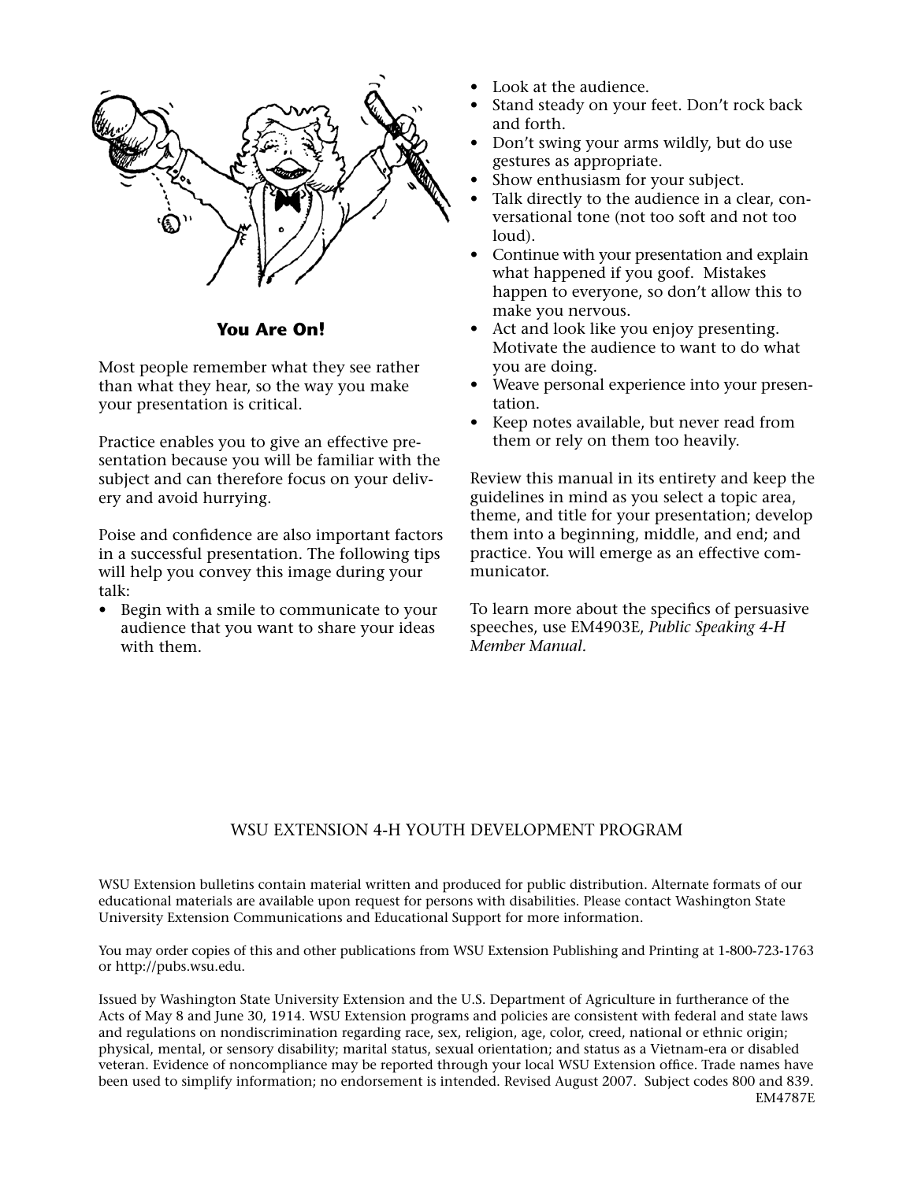### You Are On!

Most people remember what they see rather than what they hear, so the way you make your presentation is critical.

Practice enables you to give an effective presentation because you will be familiar with the subject and can therefore focus on your delivery and avoid hurrying.

Poise and confidence are also important factors in a successful presentation. The following tips will help you convey this image during your talk:

- Begin with a smile to communicate to your audience that you want to share your ideas with them.
- Look at the audience.
- Stand steady on your feet. Don't rock back and forth.
- Don't swing your arms wildly, but do use gestures as appropriate.
- Show enthusiasm for your subject.
- Talk directly to the audience in a clear, conversational tone (not too soft and not too loud).
- Continue with your presentation and explain what happened if you goof. Mistakes happen to everyone, so don't allow this to make you nervous.
- Act and look like you enjoy presenting. Motivate the audience to want to do what you are doing.
- Weave personal experience into your presentation.
- Keep notes available, but never read from them or rely on them too heavily.

Review this manual in its entirety and keep the guidelines in mind as you select a topic area, theme, and title for your presentation; develop them into a beginning, middle, and end; and practice. You will emerge as an effective communicator.

To learn more about the specifics of persuasive speeches, use EM4903E, *Public Speaking 4-H Member Manual*.

WSU EXTENSION 4-H YOUTH DEVELOPMENT PROGRAM

WSU Extension bulletins contain material written and produced for public distribution. Alternate formats of our educational materials are available upon request for persons with disabilities. Please contact Washington State University Extension Communications and Educational Support for more information.

You may order copies of this and other publications from WSU Extension Publishing and Printing at 1-800-723-1763 or http://pubs.wsu.edu.

Issued by Washington State University Extension and the U.S. Department of Agriculture in furtherance of the Acts of May 8 and June 30, 1914. WSU Extension programs and policies are consistent with federal and state laws and regulations on nondiscrimination regarding race, sex, religion, age, color, creed, national or ethnic origin; physical, mental, or sensory disability; marital status, sexual orientation; and status as a Vietnam-era or disabled veteran. Evidence of noncompliance may be reported through your local WSU Extension office. Trade names have been used to simplify information; no endorsement is intended. Revised August 2007. Subject codes 800 and 839.

EM4787E